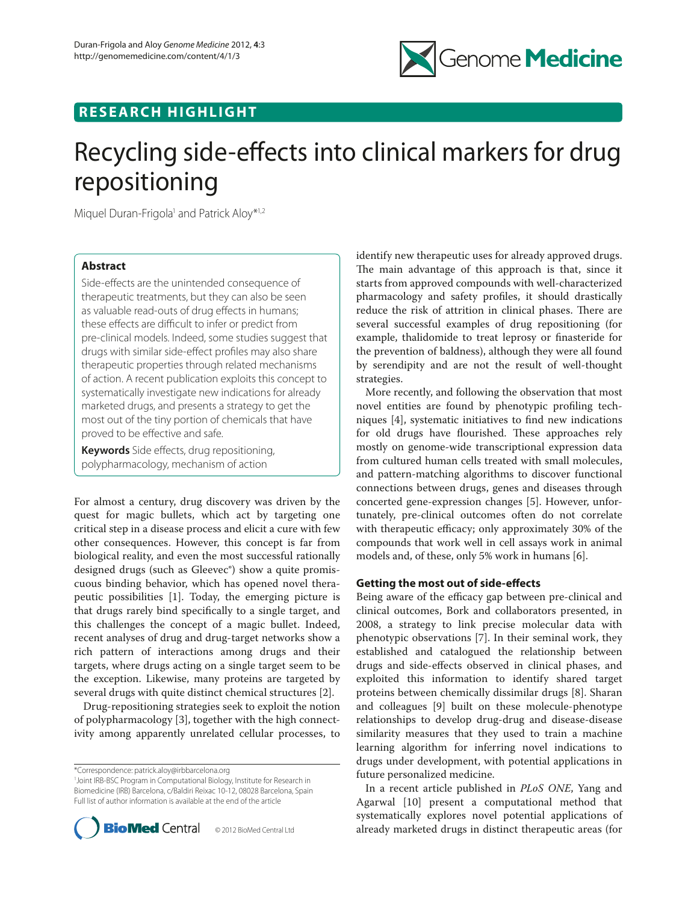RESEARCH HIGHLIGHT

# Recycling side-effects into clinical markers for drug repositioning

Miquel Duran-Frigola[1] and Patrick Aloy*[1,2]

## Abstract

Side-effects are the unintended consequence of therapeutic treatments, but they can also be seen as valuable read-outs of drug effects in humans; these effects are difficult to infer or predict from pre-clinical models. Indeed, some studies suggest that drugs with similar side-effect profiles may also share therapeutic properties through related mechanisms of action. A recent publication exploits this concept to systematically investigate new indications for already marketed drugs, and presents a strategy to get the most out of the tiny portion of chemicals that have proved to be effective and safe.

**Keywords** Side effects, drug repositioning, polypharmacology, mechanism of action

For almost a century, drug discovery was driven by the quest for magic bullets, which act by targeting one critical step in a disease process and elicit a cure with few other consequences. However, this concept is far from biological reality, and even the most successful rationally designed drugs (such as Gleevec®) show a quite promiscuous binding behavior, which has opened novel therapeutic possibilities [1]. Today, the emerging picture is that drugs rarely bind specifically to a single target, and this challenges the concept of a magic bullet. Indeed, recent analyses of drug and drug-target networks show a rich pattern of interactions among drugs and their targets, where drugs acting on a single target seem to be the exception. Likewise, many proteins are targeted by several drugs with quite distinct chemical structures [2].

Drug-repositioning strategies seek to exploit the notion of polypharmacology [3], together with the high connectivity among apparently unrelated cellular processes, to identify new therapeutic uses for already approved drugs. The main advantage of this approach is that, since it starts from approved compounds with well-characterized pharmacology and safety profiles, it should drastically reduce the risk of attrition in clinical phases. There are several successful examples of drug repositioning (for example, thalidomide to treat leprosy or finasteride for the prevention of baldness), although they were all found by serendipity and are not the result of well-thought strategies.

More recently, and following the observation that most novel entities are found by phenotypic profiling techniques [4], systematic initiatives to find new indications for old drugs have flourished. These approaches rely mostly on genome-wide transcriptional expression data from cultured human cells treated with small molecules, and pattern-matching algorithms to discover functional connections between drugs, genes and diseases through concerted gene-expression changes [5]. However, unfortunately, pre-clinical outcomes often do not correlate with therapeutic efficacy; only approximately 30% of the compounds that work well in cell assays work in animal models and, of these, only 5% work in humans [6].

### Getting the most out of side-effects

Being aware of the efficacy gap between pre-clinical and clinical outcomes, Bork and collaborators presented, in 2008, a strategy to link precise molecular data with phenotypic observations [7]. In their seminal work, they established and catalogued the relationship between drugs and side-effects observed in clinical phases, and exploited this information to identify shared target proteins between chemically dissimilar drugs [8]. Sharan and colleagues [9] built on these molecule-phenotype relationships to develop drug-drug and disease-disease similarity measures that they used to train a machine learning algorithm for inferring novel indications to drugs under development, with potential applications in future personalized medicine.

In a recent article published in *PLoS ONE*, Yang and Agarwal [10] present a computational method that systematically explores novel potential applications of already marketed drugs in distinct therapeutic areas (for

*Correspondence: patrick.aloy@irbbarcelona.org
[1]Joint IRB-BSC Program in Computational Biology, Institute for Research in Biomedicine (IRB) Barcelona, c/Baldiri Reixac 10-12, 08028 Barcelona, Spain
Full list of author information is available at the end of the article

© 2012 BioMed Central Ltd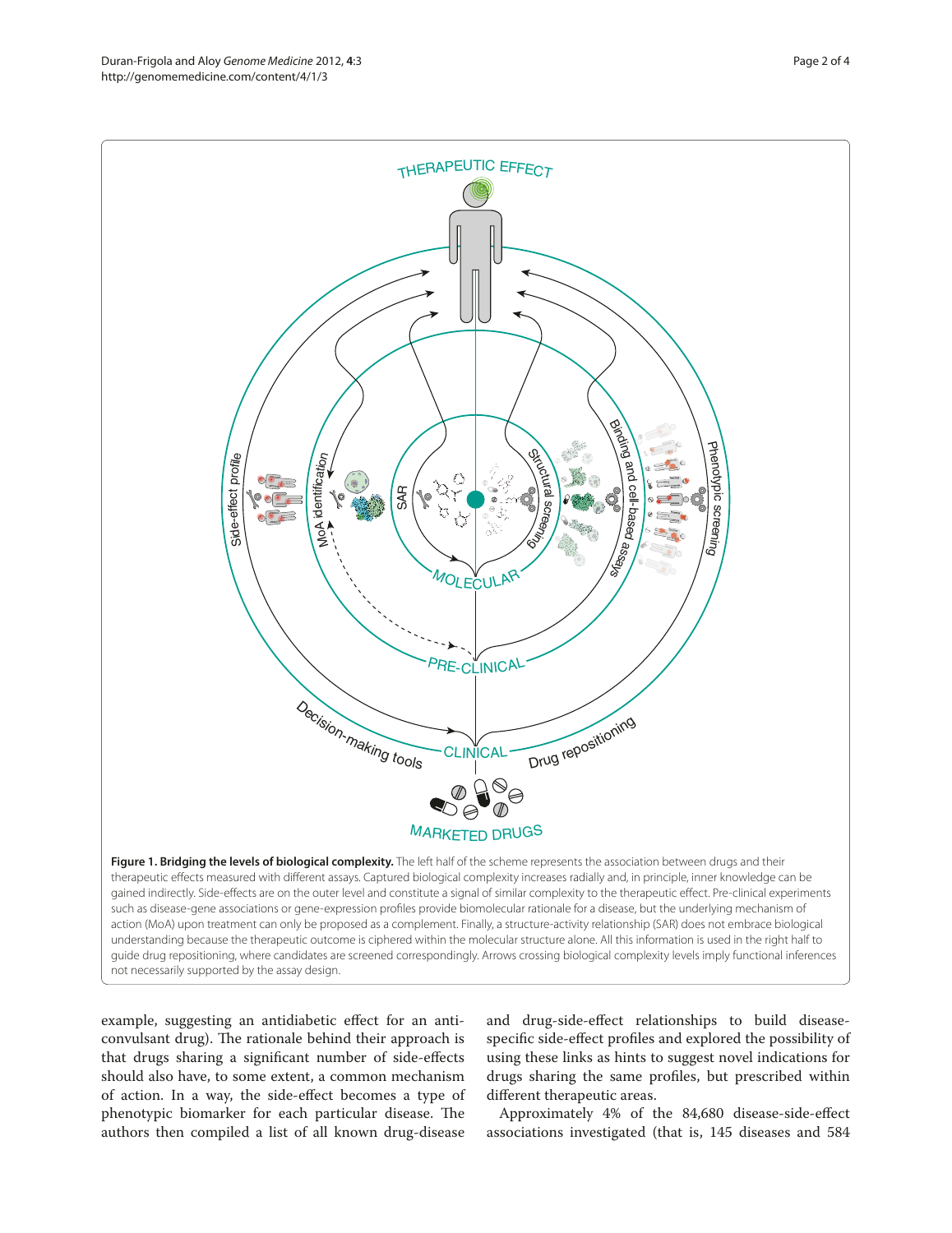**Figure 1. Bridging the levels of biological complexity.** The left half of the scheme represents the association between drugs and their therapeutic effects measured with different assays. Captured biological complexity increases radially and, in principle, inner knowledge can be gained indirectly. Side-effects are on the outer level and constitute a signal of similar complexity to the therapeutic effect. Pre-clinical experiments such as disease-gene associations or gene-expression profiles provide biomolecular rationale for a disease, but the underlying mechanism of action (MoA) upon treatment can only be proposed as a complement. Finally, a structure-activity relationship (SAR) does not embrace biological understanding because the therapeutic outcome is ciphered within the molecular structure alone. All this information is used in the right half to guide drug repositioning, where candidates are screened correspondingly. Arrows crossing biological complexity levels imply functional inferences not necessarily supported by the assay design.

example, suggesting an antidiabetic effect for an anticonvulsant drug). The rationale behind their approach is that drugs sharing a significant number of side-effects should also have, to some extent, a common mechanism of action. In a way, the side-effect becomes a type of phenotypic biomarker for each particular disease. The authors then compiled a list of all known drug-disease and drug-side-effect relationships to build disease-specific side-effect profiles and explored the possibility of using these links as hints to suggest novel indications for drugs sharing the same profiles, but prescribed within different therapeutic areas.

Approximately 4% of the 84,680 disease-side-effect associations investigated (that is, 145 diseases and 584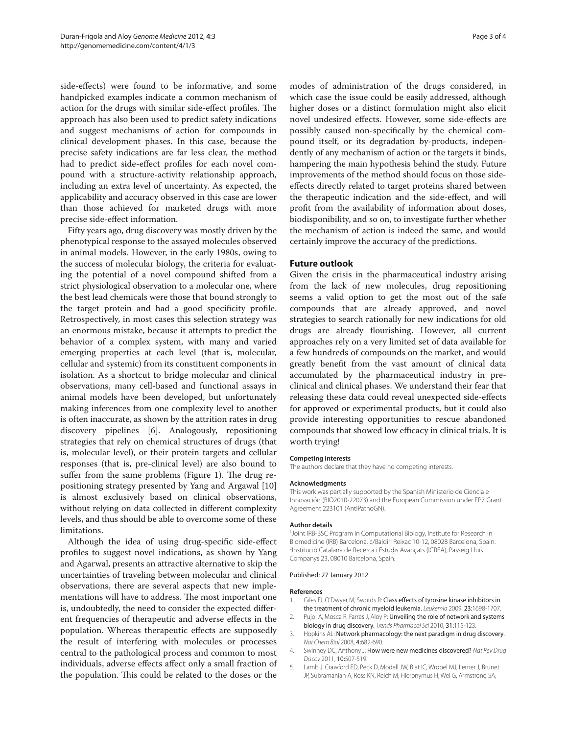side-effects) were found to be informative, and some handpicked examples indicate a common mechanism of action for the drugs with similar side-effect profiles. The approach has also been used to predict safety indications and suggest mechanisms of action for compounds in clinical development phases. In this case, because the precise safety indications are far less clear, the method had to predict side-effect profiles for each novel compound with a structure-activity relationship approach, including an extra level of uncertainty. As expected, the applicability and accuracy observed in this case are lower than those achieved for marketed drugs with more precise side-effect information.

Fifty years ago, drug discovery was mostly driven by the phenotypical response to the assayed molecules observed in animal models. However, in the early 1980s, owing to the success of molecular biology, the criteria for evaluating the potential of a novel compound shifted from a strict physiological observation to a molecular one, where the best lead chemicals were those that bound strongly to the target protein and had a good specificity profile. Retrospectively, in most cases this selection strategy was an enormous mistake, because it attempts to predict the behavior of a complex system, with many and varied emerging properties at each level (that is, molecular, cellular and systemic) from its constituent components in isolation. As a shortcut to bridge molecular and clinical observations, many cell-based and functional assays in animal models have been developed, but unfortunately making inferences from one complexity level to another is often inaccurate, as shown by the attrition rates in drug discovery pipelines [6]. Analogously, repositioning strategies that rely on chemical structures of drugs (that is, molecular level), or their protein targets and cellular responses (that is, pre-clinical level) are also bound to suffer from the same problems (Figure 1). The drug repositioning strategy presented by Yang and Argawal [10] is almost exclusively based on clinical observations, without relying on data collected in different complexity levels, and thus should be able to overcome some of these limitations.

Although the idea of using drug-specific side-effect profiles to suggest novel indications, as shown by Yang and Agarwal, presents an attractive alternative to skip the uncertainties of traveling between molecular and clinical observations, there are several aspects that new implementations will have to address. The most important one is, undoubtedly, the need to consider the expected different frequencies of therapeutic and adverse effects in the population. Whereas therapeutic effects are supposedly the result of interfering with molecules or processes central to the pathological process and common to most individuals, adverse effects affect only a small fraction of the population. This could be related to the doses or the modes of administration of the drugs considered, in which case the issue could be easily addressed, although higher doses or a distinct formulation might also elicit novel undesired effects. However, some side-effects are possibly caused non-specifically by the chemical compound itself, or its degradation by-products, independently of any mechanism of action or the targets it binds, hampering the main hypothesis behind the study. Future improvements of the method should focus on those side-effects directly related to target proteins shared between the therapeutic indication and the side-effect, and will profit from the availability of information about doses, biodisponibility, and so on, to investigate further whether the mechanism of action is indeed the same, and would certainly improve the accuracy of the predictions.

## Future outlook

Given the crisis in the pharmaceutical industry arising from the lack of new molecules, drug repositioning seems a valid option to get the most out of the safe compounds that are already approved, and novel strategies to search rationally for new indications for old drugs are already flourishing. However, all current approaches rely on a very limited set of data available for a few hundreds of compounds on the market, and would greatly benefit from the vast amount of clinical data accumulated by the pharmaceutical industry in pre-clinical and clinical phases. We understand their fear that releasing these data could reveal unexpected side-effects for approved or experimental products, but it could also provide interesting opportunities to rescue abandoned compounds that showed low efficacy in clinical trials. It is worth trying!

#### Competing interests

The authors declare that they have no competing interests.

#### Acknowledgments

This work was partially supported by the Spanish Ministerio de Ciencia e Innovación (BIO2010-22073) and the European Commission under FP7 Grant Agreement 223101 (AntiPathoGN).

#### Author details

[1]Joint IRB-BSC Program in Computational Biology, Institute for Research in Biomedicine (IRB) Barcelona, c/Baldiri Reixac 10-12, 08028 Barcelona, Spain. [2]Institució Catalana de Recerca i Estudis Avançats (ICREA), Passeig Lluís Companys 23, 08010 Barcelona, Spain.

Published: 27 January 2012

#### References

1. Giles FJ, O'Dwyer M, Swords R: **Class effects of tyrosine kinase inhibitors in the treatment of chronic myeloid leukemia.** *Leukemia* 2009, **23:**1698-1707.
2. Pujol A, Mosca R, Farres J, Aloy P: **Unveiling the role of network and systems biology in drug discovery.** *Trends Pharmacol Sci* 2010, **31:**115-123.
3. Hopkins AL: **Network pharmacology: the next paradigm in drug discovery.** *Nat Chem Biol* 2008, **4:**682-690.
4. Swinney DC, Anthony J: **How were new medicines discovered?** *Nat Rev Drug Discov* 2011, **10:**507-519.
5. Lamb J, Crawford ED, Peck D, Modell JW, Blat IC, Wrobel MJ, Lerner J, Brunet JP, Subramanian A, Ross KN, Reich M, Hieronymus H, Wei G, Armstrong SA,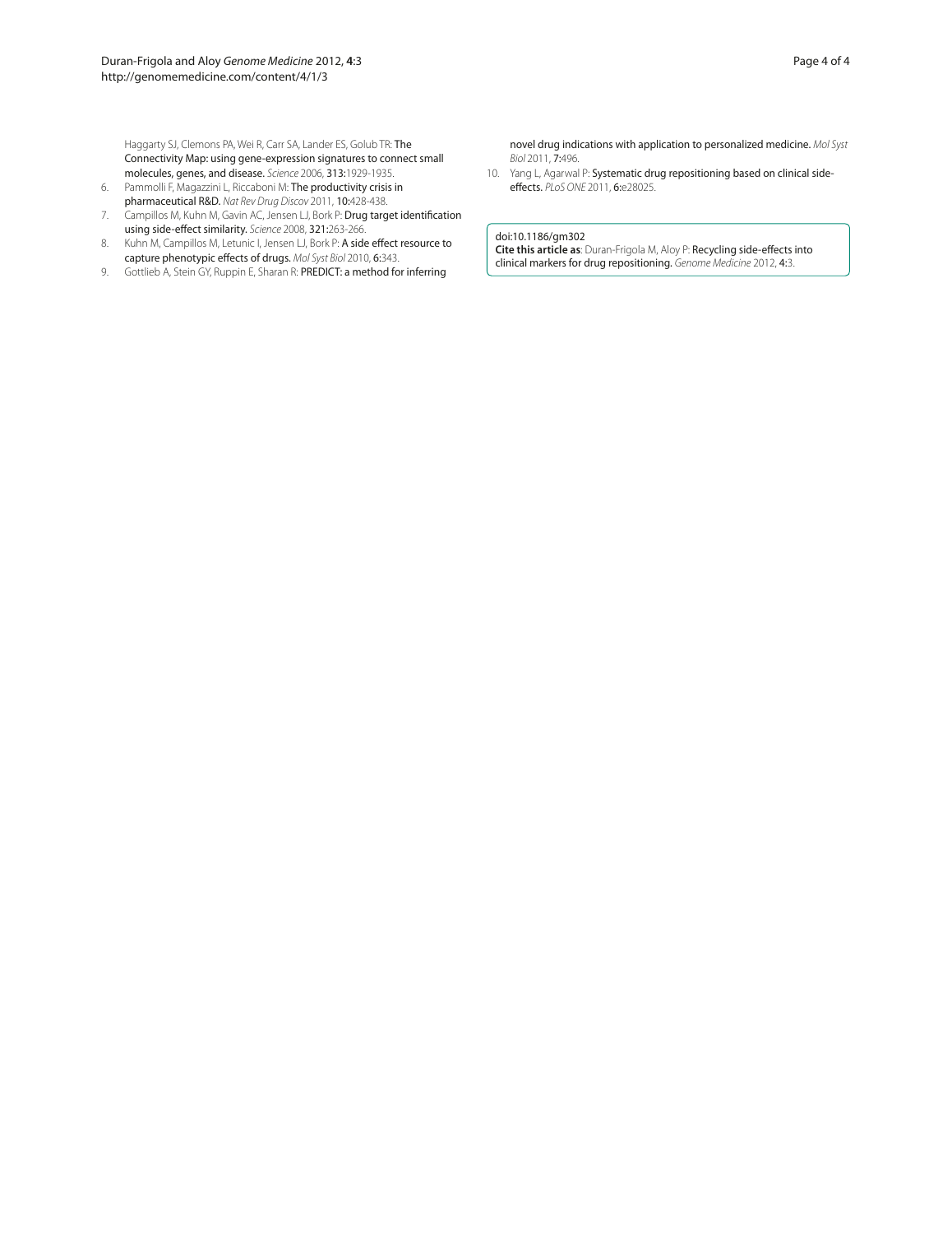Haggarty SJ, Clemons PA, Wei R, Carr SA, Lander ES, Golub TR: **The Connectivity Map: using gene-expression signatures to connect small molecules, genes, and disease.** *Science* 2006, **313:**1929-1935.

6. Pammolli F, Magazzini L, Riccaboni M: **The productivity crisis in pharmaceutical R&D.** *Nat Rev Drug Discov* 2011, **10:**428-438.
7. Campillos M, Kuhn M, Gavin AC, Jensen LJ, Bork P: **Drug target identification using side-effect similarity.** *Science* 2008, **321:**263-266.
8. Kuhn M, Campillos M, Letunic I, Jensen LJ, Bork P: **A side effect resource to capture phenotypic effects of drugs.** *Mol Syst Biol* 2010, **6:**343.
9. Gottlieb A, Stein GY, Ruppin E, Sharan R: **PREDICT: a method for inferring novel drug indications with application to personalized medicine.** *Mol Syst Biol* 2011, **7:**496.
10. Yang L, Agarwal P: **Systematic drug repositioning based on clinical side-effects.** *PLoS ONE* 2011, **6:**e28025.

doi:10.1186/gm302

**Cite this article as**: Duran-Frigola M, Aloy P: **Recycling side-effects into clinical markers for drug repositioning.** *Genome Medicine* 2012, **4:**3.